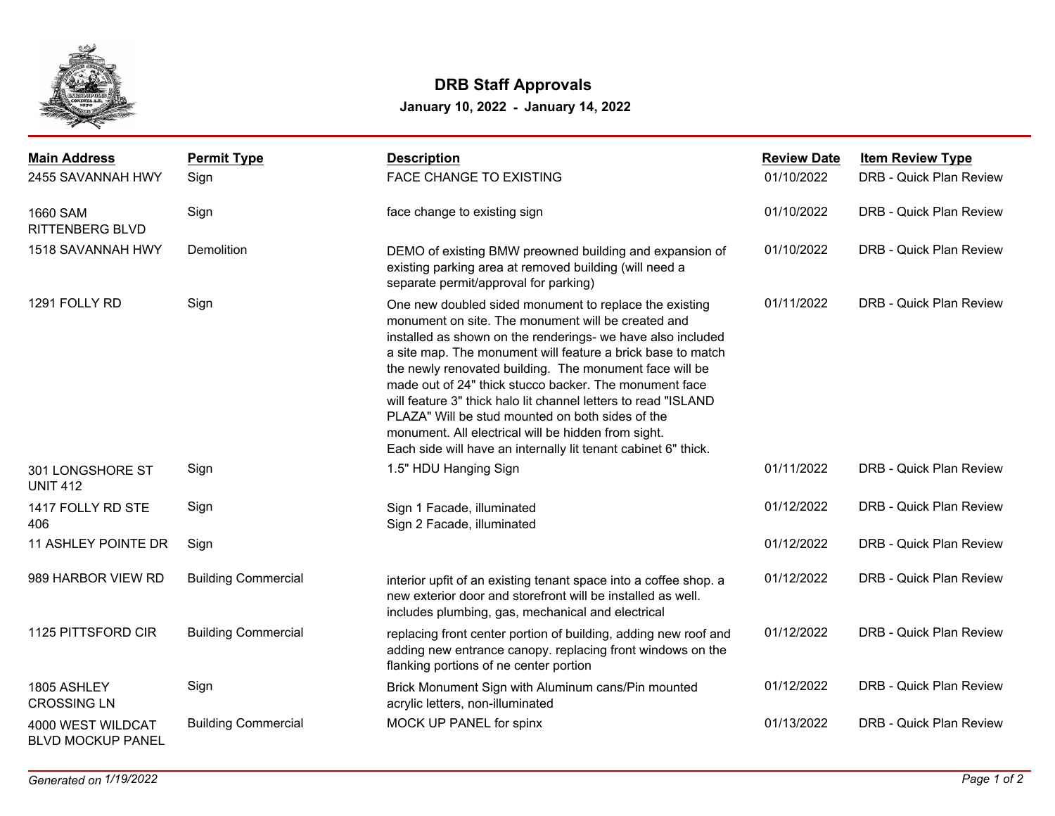# DRB Staff Approvals

**January 10, 2022 - January 14, 2022**

| Main Address | Permit Type | Description | Review Date | Item Review Type |
|---|---|---|---|---|
| 2455 SAVANNAH HWY | Sign | FACE CHANGE TO EXISTING | 01/10/2022 | DRB - Quick Plan Review |
| 1660 SAM RITTENBERG BLVD | Sign | face change to existing sign | 01/10/2022 | DRB - Quick Plan Review |
| 1518 SAVANNAH HWY | Demolition | DEMO of existing BMW preowned building and expansion of existing parking area at removed building (will need a separate permit/approval for parking) | 01/10/2022 | DRB - Quick Plan Review |
| 1291 FOLLY RD | Sign | One new doubled sided monument to replace the existing monument on site. The monument will be created and installed as shown on the renderings- we have also included a site map. The monument will feature a brick base to match the newly renovated building. The monument face will be made out of 24" thick stucco backer. The monument face will feature 3" thick halo lit channel letters to read "ISLAND PLAZA" Will be stud mounted on both sides of the monument. All electrical will be hidden from sight. Each side will have an internally lit tenant cabinet 6" thick. | 01/11/2022 | DRB - Quick Plan Review |
| 301 LONGSHORE ST UNIT 412 | Sign | 1.5" HDU Hanging Sign | 01/11/2022 | DRB - Quick Plan Review |
| 1417 FOLLY RD STE 406 | Sign | Sign 1 Facade, illuminated<br>Sign 2 Facade, illuminated | 01/12/2022 | DRB - Quick Plan Review |
| 11 ASHLEY POINTE DR | Sign | | 01/12/2022 | DRB - Quick Plan Review |
| 989 HARBOR VIEW RD | Building Commercial | interior upfit of an existing tenant space into a coffee shop. a new exterior door and storefront will be installed as well. includes plumbing, gas, mechanical and electrical | 01/12/2022 | DRB - Quick Plan Review |
| 1125 PITTSFORD CIR | Building Commercial | replacing front center portion of building, adding new roof and adding new entrance canopy. replacing front windows on the flanking portions of ne center portion | 01/12/2022 | DRB - Quick Plan Review |
| 1805 ASHLEY CROSSING LN | Sign | Brick Monument Sign with Aluminum cans/Pin mounted acrylic letters, non-illuminated | 01/12/2022 | DRB - Quick Plan Review |
| 4000 WEST WILDCAT BLVD MOCKUP PANEL | Building Commercial | MOCK UP PANEL for spinx | 01/13/2022 | DRB - Quick Plan Review |

*Generated on 1/19/2022*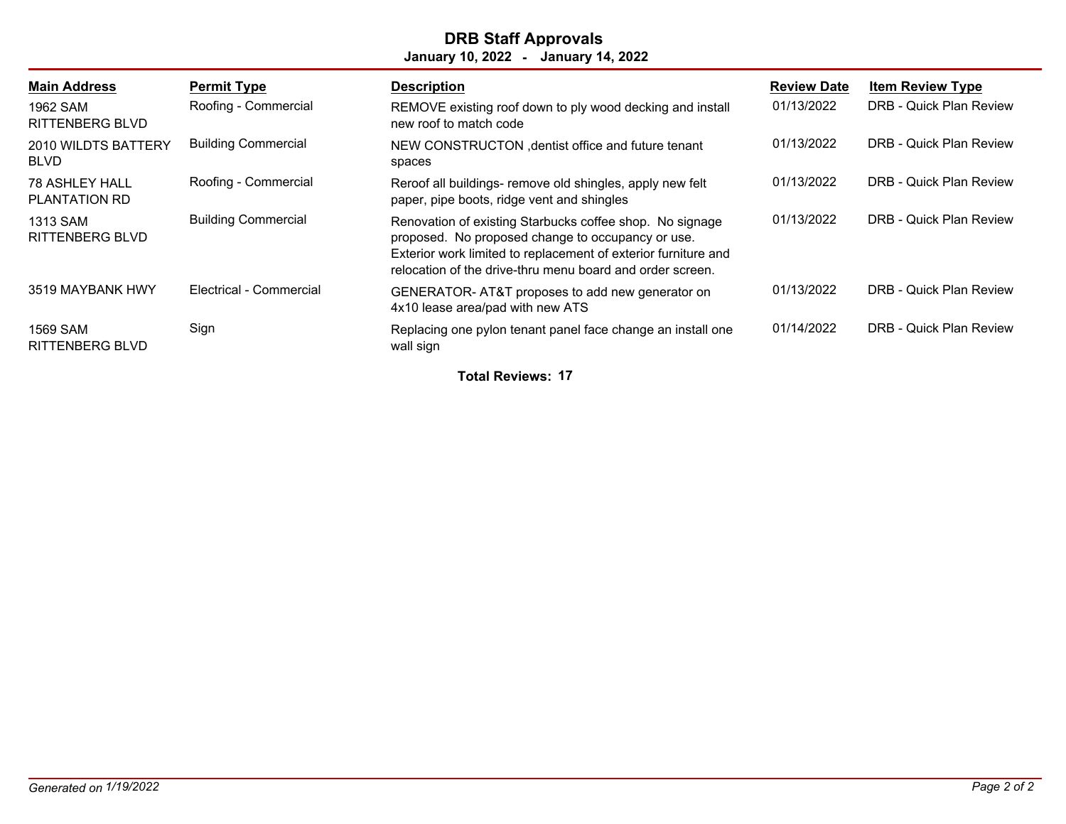## DRB Staff Approvals

**January 10, 2022 - January 14, 2022**

| Main Address | Permit Type | Description | Review Date | Item Review Type |
|---|---|---|---|---|
| 1962 SAM RITTENBERG BLVD | Roofing - Commercial | REMOVE existing roof down to ply wood decking and install new roof to match code | 01/13/2022 | DRB - Quick Plan Review |
| 2010 WILDTS BATTERY BLVD | Building Commercial | NEW CONSTRUCTON ,dentist office and future tenant spaces | 01/13/2022 | DRB - Quick Plan Review |
| 78 ASHLEY HALL PLANTATION RD | Roofing - Commercial | Reroof all buildings- remove old shingles, apply new felt paper, pipe boots, ridge vent and shingles | 01/13/2022 | DRB - Quick Plan Review |
| 1313 SAM RITTENBERG BLVD | Building Commercial | Renovation of existing Starbucks coffee shop. No signage proposed. No proposed change to occupancy or use. Exterior work limited to replacement of exterior furniture and relocation of the drive-thru menu board and order screen. | 01/13/2022 | DRB - Quick Plan Review |
| 3519 MAYBANK HWY | Electrical - Commercial | GENERATOR- AT&T proposes to add new generator on 4x10 lease area/pad with new ATS | 01/13/2022 | DRB - Quick Plan Review |
| 1569 SAM RITTENBERG BLVD | Sign | Replacing one pylon tenant panel face change an install one wall sign | 01/14/2022 | DRB - Quick Plan Review |

**Total Reviews: 17**

*Generated on 1/19/2022*